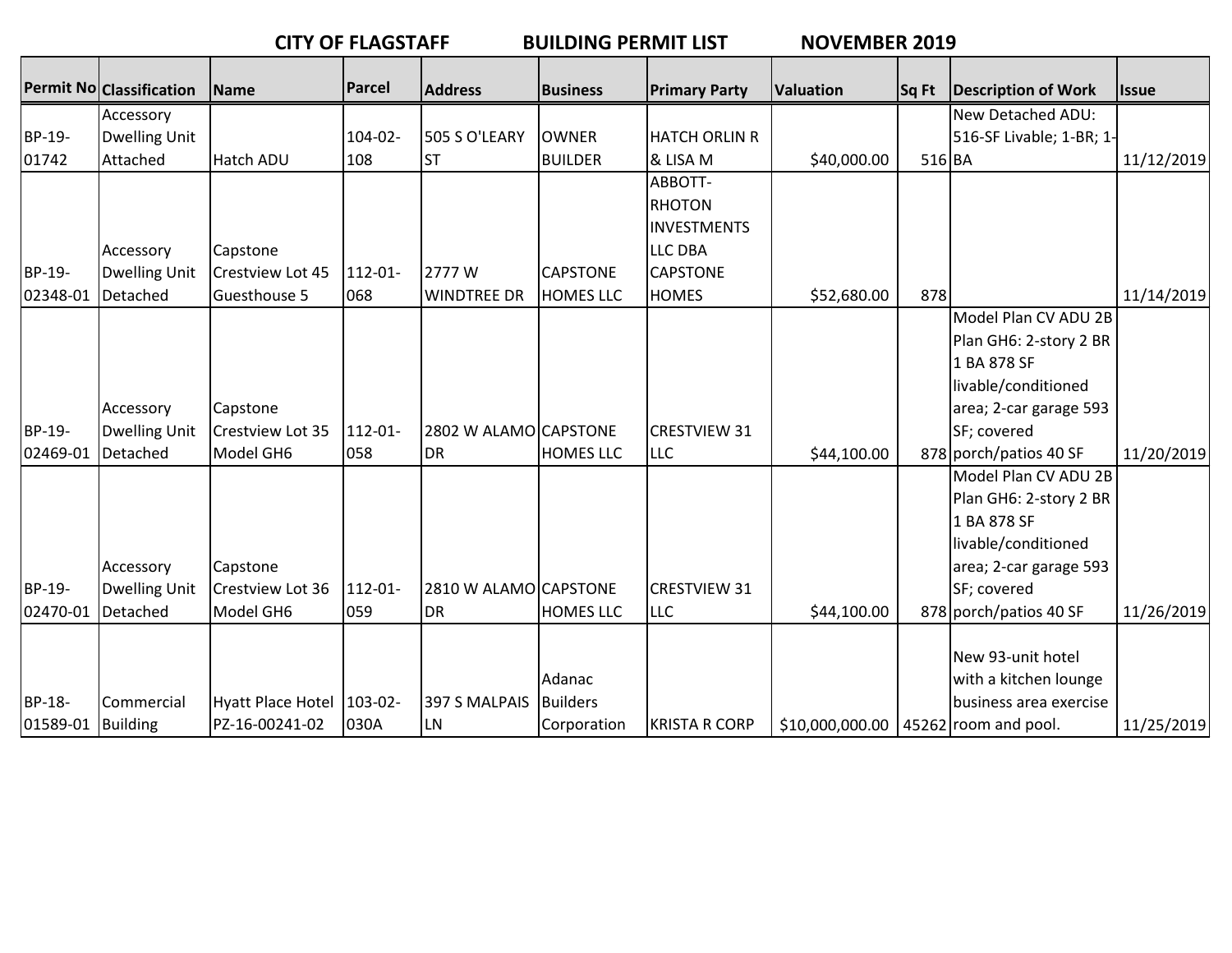# CITY OF FLAGSTAFF BUILDING PERMIT LIST NOVEMBER 2019

| Permit No | Classification | Name | Parcel | Address | Business | Primary Party | Valuation | Sq Ft | Description of Work | Issue |
|---|---|---|---|---|---|---|---|---|---|---|
| BP-19-01742 | Accessory Dwelling Unit Attached | Hatch ADU | 104-02-108 | 505 S O'LEARY ST | OWNER BUILDER | HATCH ORLIN R & LISA M | $40,000.00 | 516 | New Detached ADU: 516-SF Livable; 1-BR; 1-BA | 11/12/2019 |
| BP-19-02348-01 | Accessory Dwelling Unit Detached | Capstone Crestview Lot 45 Guesthouse 5 | 112-01-068 | 2777 W WINDTREE DR | CAPSTONE HOMES LLC | ABBOTT-RHOTON INVESTMENTS LLC DBA CAPSTONE HOMES | $52,680.00 | 878 | | 11/14/2019 |
| BP-19-02469-01 | Accessory Dwelling Unit Detached | Capstone Crestview Lot 35 Model GH6 | 112-01-058 | 2802 W ALAMO DR | CAPSTONE HOMES LLC | CRESTVIEW 31 LLC | $44,100.00 | 878 | Model Plan CV ADU 2B Plan GH6: 2-story 2 BR 1 BA 878 SF livable/conditioned area; 2-car garage 593 SF; covered porch/patios 40 SF | 11/20/2019 |
| BP-19-02470-01 | Accessory Dwelling Unit Detached | Capstone Crestview Lot 36 Model GH6 | 112-01-059 | 2810 W ALAMO DR | CAPSTONE HOMES LLC | CRESTVIEW 31 LLC | $44,100.00 | 878 | Model Plan CV ADU 2B Plan GH6: 2-story 2 BR 1 BA 878 SF livable/conditioned area; 2-car garage 593 SF; covered porch/patios 40 SF | 11/26/2019 |
| BP-18-01589-01 | Commercial Building | Hyatt Place Hotel PZ-16-00241-02 | 103-02-030A | 397 S MALPAIS LN | Adanac Builders Corporation | KRISTA R CORP | $10,000,000.00 | 45262 | New 93-unit hotel with a kitchen lounge business area exercise room and pool. | 11/25/2019 |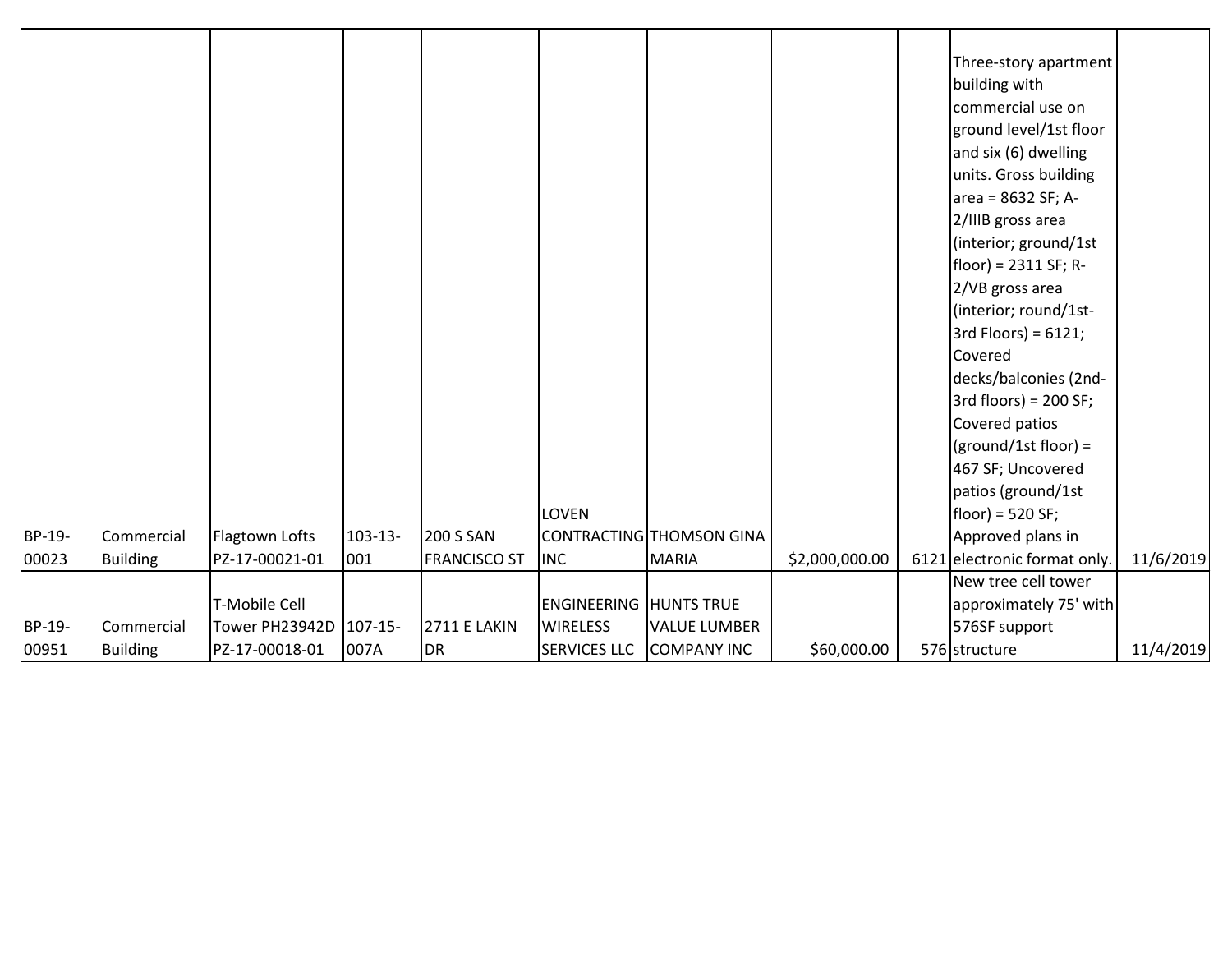| | | | | | | | | | | |
|---|---|---|---|---|---|---|---|---|---|---|
| BP-19-00023 | Commercial Building | Flagtown Lofts PZ-17-00021-01 | 103-13-001 | 200 S SAN FRANCISCO ST | LOVEN CONTRACTING INC | THOMSON GINA MARIA | $2,000,000.00 | 6121 | Three-story apartment building with commercial use on ground level/1st floor and six (6) dwelling units. Gross building area = 8632 SF; A-2/IIIB gross area (interior; ground/1st floor) = 2311 SF; R-2/VB gross area (interior; round/1st-3rd Floors) = 6121; Covered decks/balconies (2nd-3rd floors) = 200 SF; Covered patios (ground/1st floor) = 467 SF; Uncovered patios (ground/1st floor) = 520 SF; Approved plans in electronic format only. | 11/6/2019 |
| BP-19-00951 | Commercial Building | T-Mobile Cell Tower PH23942D PZ-17-00018-01 | 107-15-007A | 2711 E LAKIN DR | ENGINEERING WIRELESS SERVICES LLC | HUNTS TRUE VALUE LUMBER COMPANY INC | $60,000.00 | 576 | New tree cell tower approximately 75' with 576SF support structure | 11/4/2019 |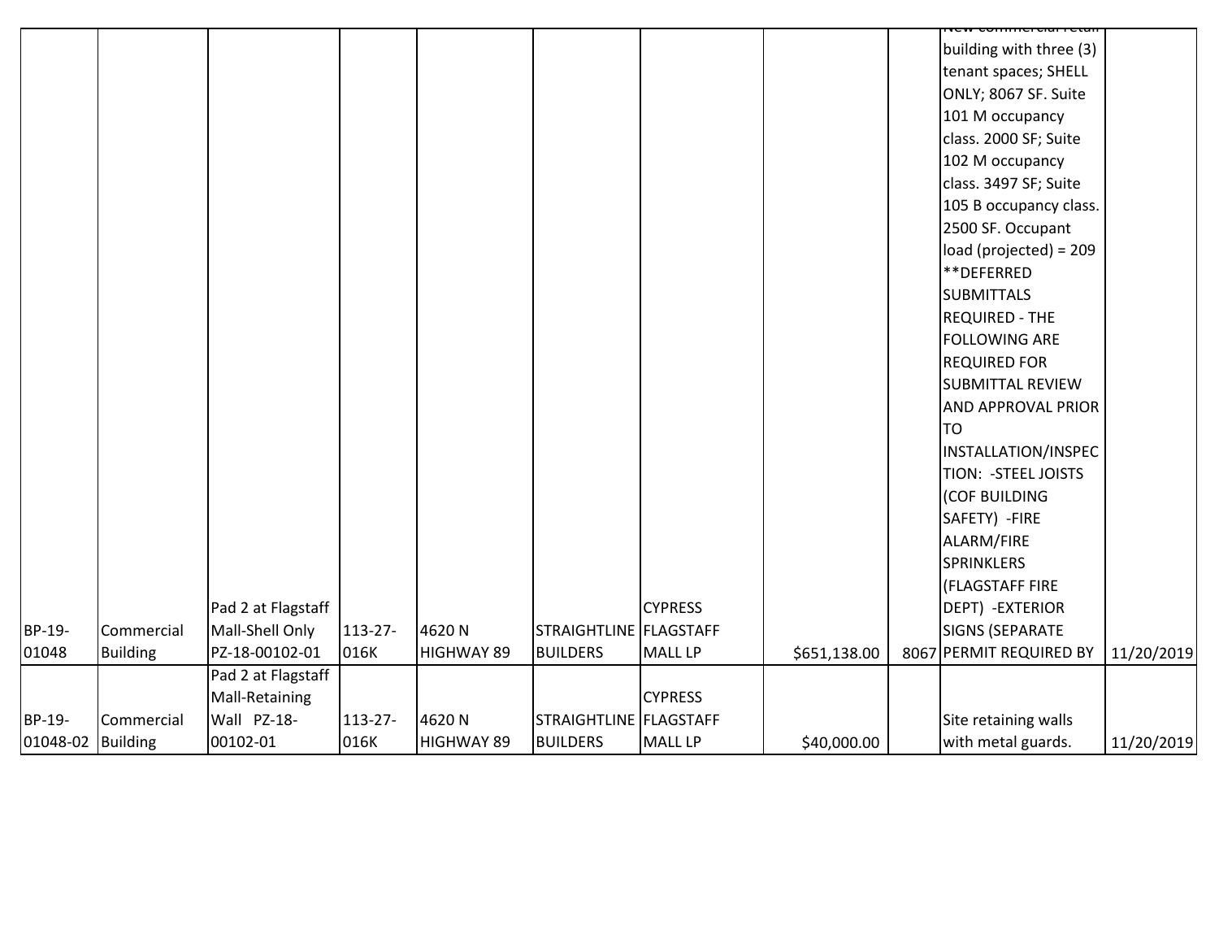| | | | | | | | | | | |
|---|---|---|---|---|---|---|---|---|---|---|
| BP-19-01048 | Commercial Building | Pad 2 at Flagstaff Mall-Shell Only PZ-18-00102-01 | 113-27-016K | 4620 N HIGHWAY 89 | STRAIGHTLINE BUILDERS | CYPRESS FLAGSTAFF MALL LP | $651,138.00 | 8067 | New commercial retail building with three (3) tenant spaces; SHELL ONLY; 8067 SF. Suite 101 M occupancy class. 2000 SF; Suite 102 M occupancy class. 3497 SF; Suite 105 B occupancy class. 2500 SF. Occupant load (projected) = 209 **DEFERRED SUBMITTALS REQUIRED - THE FOLLOWING ARE REQUIRED FOR SUBMITTAL REVIEW AND APPROVAL PRIOR TO INSTALLATION/INSPECTION: -STEEL JOISTS (COF BUILDING SAFETY) -FIRE ALARM/FIRE SPRINKLERS (FLAGSTAFF FIRE DEPT) -EXTERIOR SIGNS (SEPARATE PERMIT REQUIRED BY | 11/20/2019 |
| BP-19-01048-02 | Commercial Building | Pad 2 at Flagstaff Mall-Retaining Wall PZ-18-00102-01 | 113-27-016K | 4620 N HIGHWAY 89 | STRAIGHTLINE BUILDERS | CYPRESS FLAGSTAFF MALL LP | $40,000.00 | | Site retaining walls with metal guards. | 11/20/2019 |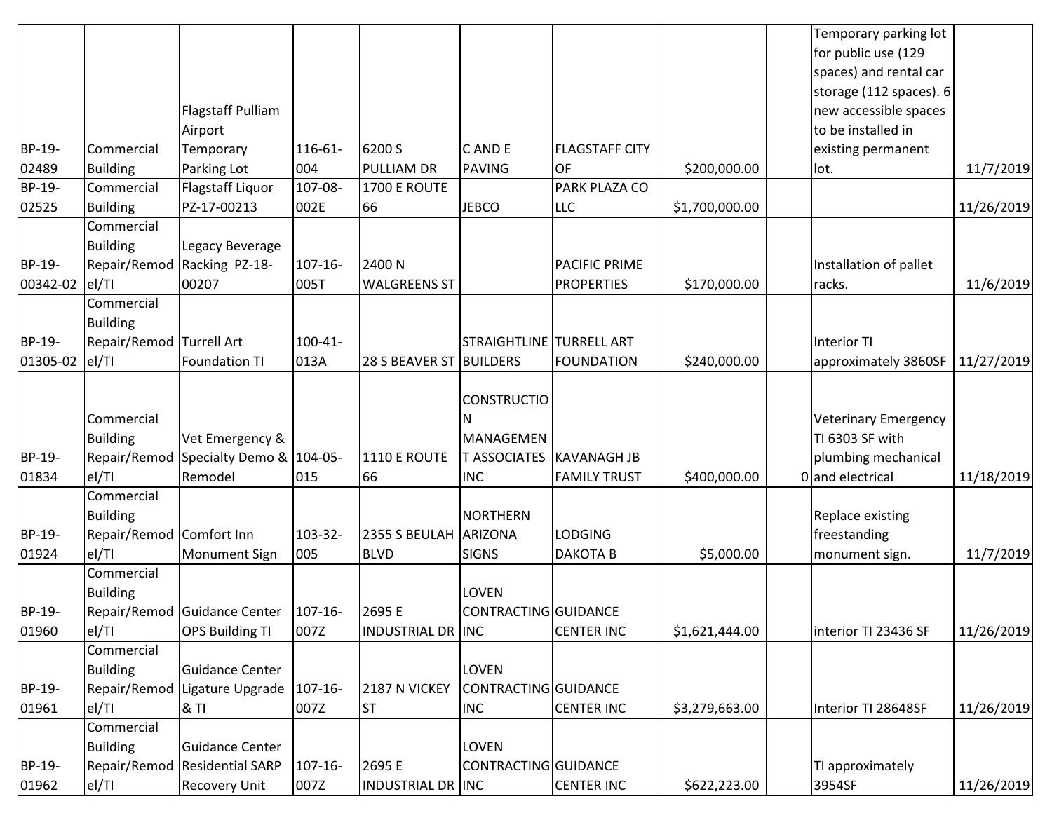| | | | | | | | | | | |
|---|---|---|---|---|---|---|---|---|---|---|
| BP-19-02489 | Commercial Building | Flagstaff Pulliam Airport Temporary Parking Lot | 116-61-004 | 6200 S PULLIAM DR | C AND E PAVING | FLAGSTAFF CITY OF | $200,000.00 | | Temporary parking lot for public use (129 spaces) and rental car storage (112 spaces). 6 new accessible spaces to be installed in existing permanent lot. | 11/7/2019 |
| BP-19-02525 | Commercial Building | Flagstaff Liquor PZ-17-00213 | 107-08-002E | 1700 E ROUTE 66 | JEBCO | PARK PLAZA CO LLC | $1,700,000.00 | | | 11/26/2019 |
| BP-19-00342-02 | Commercial Building Repair/Remodel/TI | Legacy Beverage Racking PZ-18-00207 | 107-16-005T | 2400 N WALGREENS ST | | PACIFIC PRIME PROPERTIES | $170,000.00 | | Installation of pallet racks. | 11/6/2019 |
| BP-19-01305-02 | Commercial Building Repair/Remodel/TI | Turrell Art Foundation TI | 100-41-013A | 28 S BEAVER ST | STRAIGHTLINE BUILDERS | TURRELL ART FOUNDATION | $240,000.00 | | Interior TI approximately 3860SF | 11/27/2019 |
| BP-19-01834 | Commercial Building Repair/Remodel/TI | Vet Emergency & Specialty Demo & Remodel | 104-05-015 | 1110 E ROUTE 66 | CONSTRUCTION MANAGEMENT ASSOCIATES INC | KAVANAGH JB FAMILY TRUST | $400,000.00 | 0 | Veterinary Emergency TI 6303 SF with plumbing mechanical and electrical | 11/18/2019 |
| BP-19-01924 | Commercial Building Repair/Remodel/TI | Comfort Inn Monument Sign | 103-32-005 | 2355 S BEULAH BLVD | NORTHERN ARIZONA SIGNS | LODGING DAKOTA B | $5,000.00 | | Replace existing freestanding monument sign. | 11/7/2019 |
| BP-19-01960 | Commercial Building Repair/Remodel/TI | Guidance Center OPS Building TI | 107-16-007Z | 2695 E INDUSTRIAL DR | LOVEN CONTRACTING INC | GUIDANCE CENTER INC | $1,621,444.00 | | interior TI 23436 SF | 11/26/2019 |
| BP-19-01961 | Commercial Building Repair/Remodel/TI | Guidance Center Ligature Upgrade & TI | 107-16-007Z | 2187 N VICKEY ST | LOVEN CONTRACTING INC | GUIDANCE CENTER INC | $3,279,663.00 | | Interior TI 28648SF | 11/26/2019 |
| BP-19-01962 | Commercial Building Repair/Remodel/TI | Guidance Center Residential SARP Recovery Unit | 107-16-007Z | 2695 E INDUSTRIAL DR | LOVEN CONTRACTING INC | GUIDANCE CENTER INC | $622,223.00 | | TI approximately 3954SF | 11/26/2019 |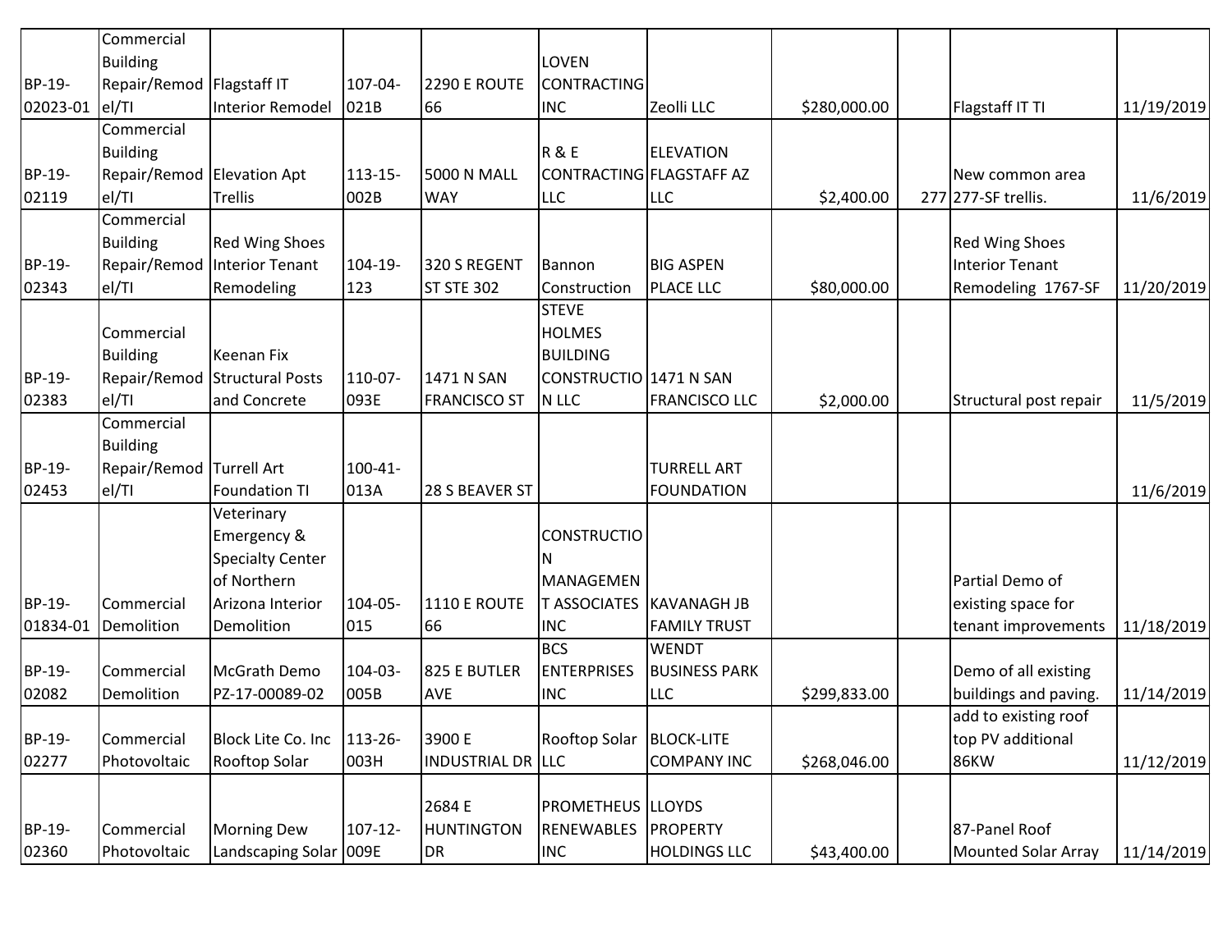| | | | | | | | | | | |
|---|---|---|---|---|---|---|---|---|---|---|
| BP-19-02023-01 | Commercial Building Repair/Remodel/TI | Flagstaff IT Interior Remodel | 107-04-021B | 2290 E ROUTE 66 | LOVEN CONTRACTING INC | Zeolli LLC | $280,000.00 | | Flagstaff IT TI | 11/19/2019 |
| BP-19-02119 | Commercial Building Repair/Remodel/TI | Elevation Apt Trellis | 113-15-002B | 5000 N MALL WAY | R & E CONTRACTING LLC | ELEVATION FLAGSTAFF AZ LLC | $2,400.00 | 277 | 277-SF trellis. New common area | 11/6/2019 |
| BP-19-02343 | Commercial Building Repair/Remodel/TI | Red Wing Shoes Interior Tenant Remodeling | 104-19-123 | 320 S REGENT ST STE 302 | Bannon Construction | BIG ASPEN PLACE LLC | $80,000.00 | | Red Wing Shoes Interior Tenant Remodeling 1767-SF | 11/20/2019 |
| BP-19-02383 | Commercial Building Repair/Remodel/TI | Keenan Fix Structural Posts and Concrete | 110-07-093E | 1471 N SAN FRANCISCO ST | STEVE HOLMES BUILDING CONSTRUCTION LLC | 1471 N SAN FRANCISCO LLC | $2,000.00 | | Structural post repair | 11/5/2019 |
| BP-19-02453 | Commercial Building Repair/Remodel/TI | Turrell Art Foundation TI | 100-41-013A | 28 S BEAVER ST | | TURRELL ART FOUNDATION | | | | 11/6/2019 |
| BP-19-01834-01 | Commercial Demolition | Veterinary Emergency & Specialty Center of Northern Arizona Interior Demolition | 104-05-015 | 1110 E ROUTE 66 | CONSTRUCTION MANAGEMENT ASSOCIATES INC | KAVANAGH JB FAMILY TRUST | | | Partial Demo of existing space for tenant improvements | 11/18/2019 |
| BP-19-02082 | Commercial Demolition | McGrath Demo PZ-17-00089-02 | 104-03-005B | 825 E BUTLER AVE | BCS ENTERPRISES INC | WENDT BUSINESS PARK LLC | $299,833.00 | | Demo of all existing buildings and paving. | 11/14/2019 |
| BP-19-02277 | Commercial Photovoltaic | Block Lite Co. Inc Rooftop Solar | 113-26-003H | 3900 E INDUSTRIAL DR | Rooftop Solar LLC | BLOCK-LITE COMPANY INC | $268,046.00 | | add to existing roof top PV additional 86KW | 11/12/2019 |
| BP-19-02360 | Commercial Photovoltaic | Morning Dew Landscaping Solar | 107-12-009E | 2684 E HUNTINGTON DR | PROMETHEUS RENEWABLES INC | LLOYDS PROPERTY HOLDINGS LLC | $43,400.00 | | 87-Panel Roof Mounted Solar Array | 11/14/2019 |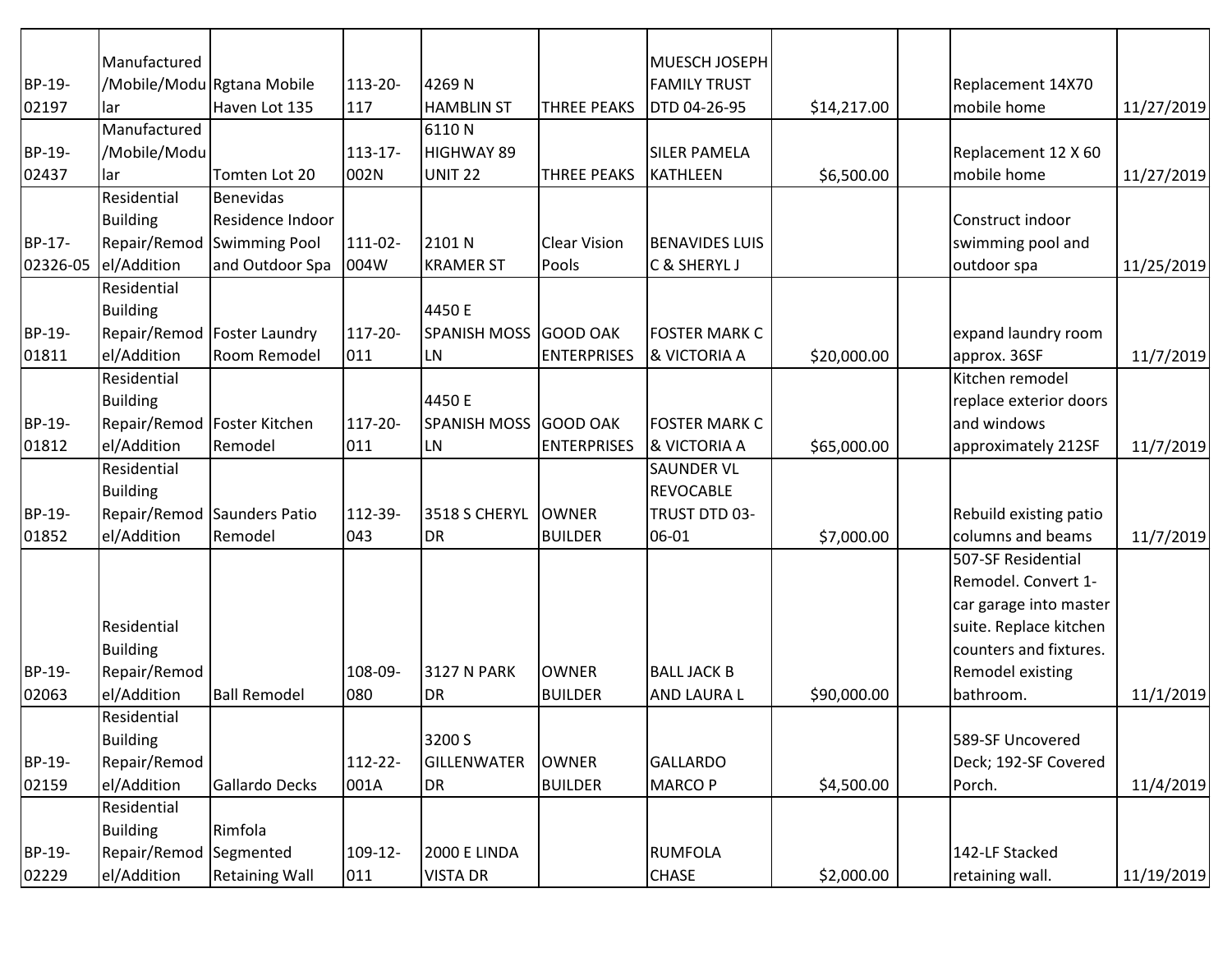| | | | | | | | | | | |
|---|---|---|---|---|---|---|---|---|---|---|
| BP-19-02197 | Manufactured/Mobile/Modular | Rgtana Mobile Haven Lot 135 | 113-20-117 | 4269 N HAMBLIN ST | THREE PEAKS | MUESCH JOSEPH FAMILY TRUST DTD 04-26-95 | $14,217.00 | | Replacement 14X70 mobile home | 11/27/2019 |
| BP-19-02437 | Manufactured/Mobile/Modular | Tomten Lot 20 | 113-17-002N | 6110 N HIGHWAY 89 UNIT 22 | THREE PEAKS | SILER PAMELA KATHLEEN | $6,500.00 | | Replacement 12 X 60 mobile home | 11/27/2019 |
| BP-17-02326-05 | Residential Building Repair/Remodel/Addition | Benevidas Residence Indoor Swimming Pool and Outdoor Spa | 111-02-004W | 2101 N KRAMER ST | Clear Vision Pools | BENAVIDES LUIS C & SHERYL J | | | Construct indoor swimming pool and outdoor spa | 11/25/2019 |
| BP-19-01811 | Residential Building Repair/Remodel/Addition | Foster Laundry Room Remodel | 117-20-011 | 4450 E SPANISH MOSS LN | GOOD OAK ENTERPRISES | FOSTER MARK C & VICTORIA A | $20,000.00 | | expand laundry room approx. 36SF | 11/7/2019 |
| BP-19-01812 | Residential Building Repair/Remodel/Addition | Foster Kitchen Remodel | 117-20-011 | 4450 E SPANISH MOSS LN | GOOD OAK ENTERPRISES | FOSTER MARK C & VICTORIA A | $65,000.00 | | Kitchen remodel replace exterior doors and windows approximately 212SF | 11/7/2019 |
| BP-19-01852 | Residential Building Repair/Remodel/Addition | Saunders Patio Remodel | 112-39-043 | 3518 S CHERYL DR | OWNER BUILDER | SAUNDER VL REVOCABLE TRUST DTD 03-06-01 | $7,000.00 | | Rebuild existing patio columns and beams | 11/7/2019 |
| BP-19-02063 | Residential Building Repair/Remodel/Addition | Ball Remodel | 108-09-080 | 3127 N PARK DR | OWNER BUILDER | BALL JACK B AND LAURA L | $90,000.00 | | 507-SF Residential Remodel. Convert 1-car garage into master suite. Replace kitchen counters and fixtures. Remodel existing bathroom. | 11/1/2019 |
| BP-19-02159 | Residential Building Repair/Remodel/Addition | Gallardo Decks | 112-22-001A | 3200 S GILLENWATER DR | OWNER BUILDER | GALLARDO MARCO P | $4,500.00 | | 589-SF Uncovered Deck; 192-SF Covered Porch. | 11/4/2019 |
| BP-19-02229 | Residential Building Repair/Remodel/Addition | Rimfola Segmented Retaining Wall | 109-12-011 | 2000 E LINDA VISTA DR | | RUMFOLA CHASE | $2,000.00 | | 142-LF Stacked retaining wall. | 11/19/2019 |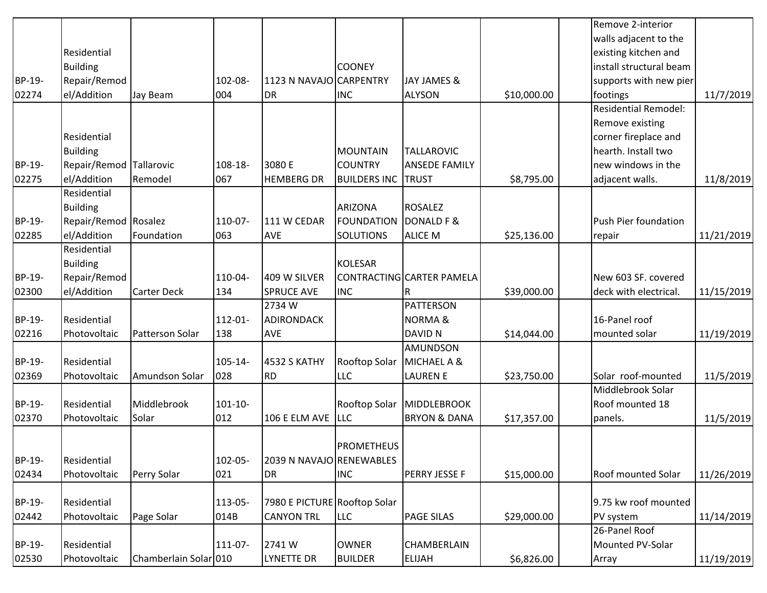| | | | | | | | | | | |
|---|---|---|---|---|---|---|---|---|---|---|
| BP-19-02274 | Residential Building Repair/Remodel/Addition | Jay Beam | 102-08-004 | 1123 N NAVAJO DR | COONEY CARPENTRY INC | JAY JAMES & ALYSON | $10,000.00 | | Remove 2-interior walls adjacent to the existing kitchen and install structural beam supports with new pier footings | 11/7/2019 |
| BP-19-02275 | Residential Building Repair/Remodel/Addition | Tallarovic Remodel | 108-18-067 | 3080 E HEMBERG DR | MOUNTAIN COUNTRY BUILDERS INC | TALLAROVIC ANSEDE FAMILY TRUST | $8,795.00 | | Residential Remodel: Remove existing corner fireplace and hearth. Install two new windows in the adjacent walls. | 11/8/2019 |
| BP-19-02285 | Residential Building Repair/Remodel/Addition | Rosalez Foundation | 110-07-063 | 111 W CEDAR AVE | ARIZONA FOUNDATION SOLUTIONS | ROSALEZ DONALD F & ALICE M | $25,136.00 | | Push Pier foundation repair | 11/21/2019 |
| BP-19-02300 | Residential Building Repair/Remodel/Addition | Carter Deck | 110-04-134 | 409 W SILVER SPRUCE AVE | KOLESAR CONTRACTING INC | CARTER PAMELA R | $39,000.00 | | New 603 SF. covered deck with electrical. | 11/15/2019 |
| BP-19-02216 | Residential Photovoltaic | Patterson Solar | 112-01-138 | 2734 W ADIRONDACK AVE | | PATTERSON NORMA & DAVID N | $14,044.00 | | 16-Panel roof mounted solar | 11/19/2019 |
| BP-19-02369 | Residential Photovoltaic | Amundson Solar | 105-14-028 | 4532 S KATHY RD | Rooftop Solar LLC | AMUNDSON MICHAEL A & LAUREN E | $23,750.00 | | Solar roof-mounted | 11/5/2019 |
| BP-19-02370 | Residential Photovoltaic | Middlebrook Solar | 101-10-012 | 106 E ELM AVE | Rooftop Solar LLC | MIDDLEBROOK BRYON & DANA | $17,357.00 | | Middlebrook Solar Roof mounted 18 panels. | 11/5/2019 |
| BP-19-02434 | Residential Photovoltaic | Perry Solar | 102-05-021 | 2039 N NAVAJO DR | PROMETHEUS RENEWABLES INC | PERRY JESSE F | $15,000.00 | | Roof mounted Solar | 11/26/2019 |
| BP-19-02442 | Residential Photovoltaic | Page Solar | 113-05-014B | 7980 E PICTURE CANYON TRL | Rooftop Solar LLC | PAGE SILAS | $29,000.00 | | 9.75 kw roof mounted PV system | 11/14/2019 |
| BP-19-02530 | Residential Photovoltaic | Chamberlain Solar | 111-07-010 | 2741 W LYNETTE DR | OWNER BUILDER | CHAMBERLAIN ELIJAH | $6,826.00 | | 26-Panel Roof Mounted PV-Solar Array | 11/19/2019 |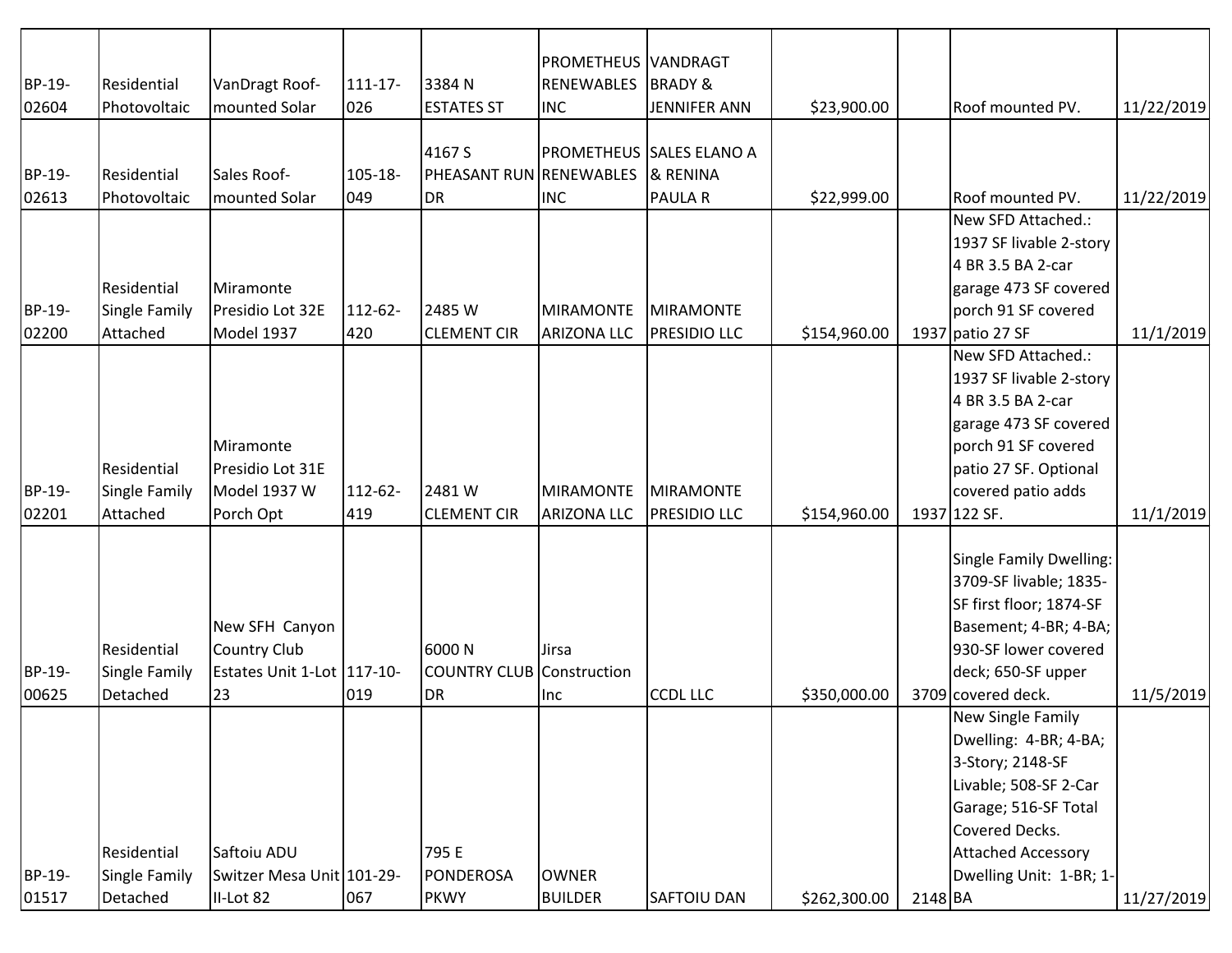| | | | | | | | | | | |
|---|---|---|---|---|---|---|---|---|---|---|
| BP-19-02604 | Residential Photovoltaic | VanDragt Roof-mounted Solar | 111-17-026 | 3384 N ESTATES ST | PROMETHEUS RENEWABLES INC | VANDRAGT BRADY & JENNIFER ANN | $23,900.00 | | Roof mounted PV. | 11/22/2019 |
| BP-19-02613 | Residential Photovoltaic | Sales Roof-mounted Solar | 105-18-049 | 4167 S PHEASANT RUN DR | PROMETHEUS RENEWABLES INC | SALES ELANO A & RENINA PAULA R | $22,999.00 | | Roof mounted PV. | 11/22/2019 |
| BP-19-02200 | Residential Single Family Attached | Miramonte Presidio Lot 32E Model 1937 | 112-62-420 | 2485 W CLEMENT CIR | MIRAMONTE ARIZONA LLC | MIRAMONTE PRESIDIO LLC | $154,960.00 | 1937 | New SFD Attached.: 1937 SF livable 2-story 4 BR 3.5 BA 2-car garage 473 SF covered porch 91 SF covered patio 27 SF | 11/1/2019 |
| BP-19-02201 | Residential Single Family Attached | Miramonte Presidio Lot 31E Model 1937 W Porch Opt | 112-62-419 | 2481 W CLEMENT CIR | MIRAMONTE ARIZONA LLC | MIRAMONTE PRESIDIO LLC | $154,960.00 | 1937 | New SFD Attached.: 1937 SF livable 2-story 4 BR 3.5 BA 2-car garage 473 SF covered porch 91 SF covered patio 27 SF. Optional covered patio adds 122 SF. | 11/1/2019 |
| BP-19-00625 | Residential Single Family Detached | New SFH Canyon Country Club Estates Unit 1-Lot 23 | 117-10-019 | 6000 N COUNTRY CLUB DR | Jirsa Construction Inc | CCDL LLC | $350,000.00 | 3709 | Single Family Dwelling: 3709-SF livable; 1835-SF first floor; 1874-SF Basement; 4-BR; 4-BA; 930-SF lower covered deck; 650-SF upper covered deck. | 11/5/2019 |
| BP-19-01517 | Residential Single Family Detached | Saftoiu ADU Switzer Mesa Unit II-Lot 82 | 101-29-067 | 795 E PONDEROSA PKWY | OWNER BUILDER | SAFTOIU DAN | $262,300.00 | 2148 | New Single Family Dwelling: 4-BR; 4-BA; 3-Story; 2148-SF Livable; 508-SF 2-Car Garage; 516-SF Total Covered Decks. Attached Accessory Dwelling Unit: 1-BR; 1-BA | 11/27/2019 |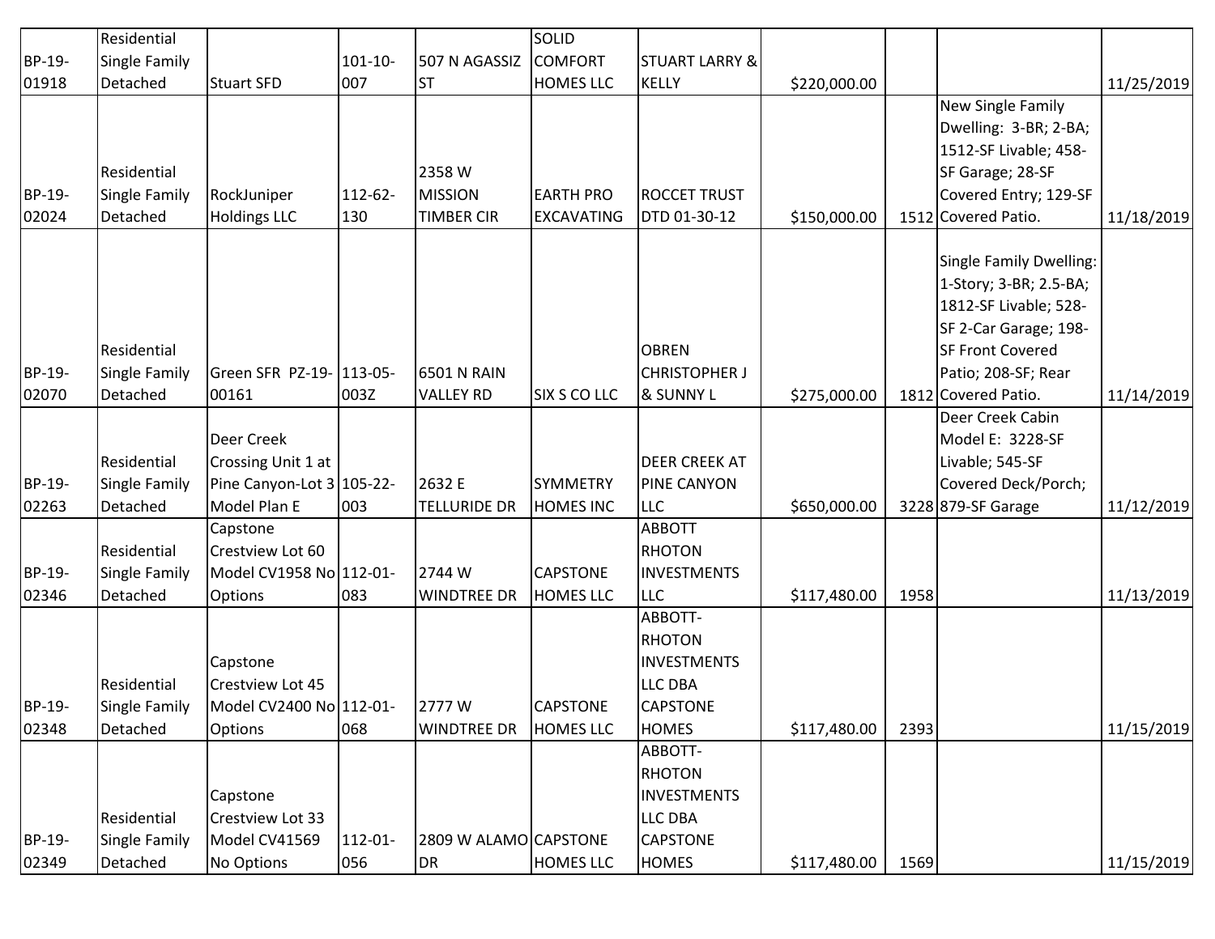| | | | | | | | | | | |
|---|---|---|---|---|---|---|---|---|---|---|
| BP-19-01918 | Residential Single Family Detached | Stuart SFD | 101-10-007 | 507 N AGASSIZ ST | SOLID COMFORT HOMES LLC | STUART LARRY & KELLY | $220,000.00 | | | 11/25/2019 |
| BP-19-02024 | Residential Single Family Detached | RockJuniper Holdings LLC | 112-62-130 | 2358 W MISSION TIMBER CIR | EARTH PRO EXCAVATING | ROCCET TRUST DTD 01-30-12 | $150,000.00 | 1512 | New Single Family Dwelling: 3-BR; 2-BA; 1512-SF Livable; 458-SF Garage; 28-SF Covered Entry; 129-SF Covered Patio. | 11/18/2019 |
| BP-19-02070 | Residential Single Family Detached | Green SFR PZ-19-00161 | 113-05-003Z | 6501 N RAIN VALLEY RD | SIX S CO LLC | OBREN CHRISTOPHER J & SUNNY L | $275,000.00 | 1812 | Single Family Dwelling: 1-Story; 3-BR; 2.5-BA; 1812-SF Livable; 528-SF 2-Car Garage; 198-SF Front Covered Patio; 208-SF; Rear Covered Patio. | 11/14/2019 |
| BP-19-02263 | Residential Single Family Detached | Deer Creek Crossing Unit 1 at Pine Canyon-Lot 3 Model Plan E | 105-22-003 | 2632 E TELLURIDE DR | SYMMETRY HOMES INC | DEER CREEK AT PINE CANYON LLC | $650,000.00 | 3228 | Deer Creek Cabin Model E: 3228-SF Livable; 545-SF Covered Deck/Porch; 879-SF Garage | 11/12/2019 |
| BP-19-02346 | Residential Single Family Detached | Capstone Crestview Lot 60 Model CV1958 No Options | 112-01-083 | 2744 W WINDTREE DR | CAPSTONE HOMES LLC | ABBOTT RHOTON INVESTMENTS LLC | $117,480.00 | 1958 | | 11/13/2019 |
| BP-19-02348 | Residential Single Family Detached | Capstone Crestview Lot 45 Model CV2400 No Options | 112-01-068 | 2777 W WINDTREE DR | CAPSTONE HOMES LLC | ABBOTT-RHOTON INVESTMENTS LLC DBA CAPSTONE HOMES | $117,480.00 | 2393 | | 11/15/2019 |
| BP-19-02349 | Residential Single Family Detached | Capstone Crestview Lot 33 Model CV41569 No Options | 112-01-056 | 2809 W ALAMO DR | CAPSTONE HOMES LLC | ABBOTT-RHOTON INVESTMENTS LLC DBA CAPSTONE HOMES | $117,480.00 | 1569 | | 11/15/2019 |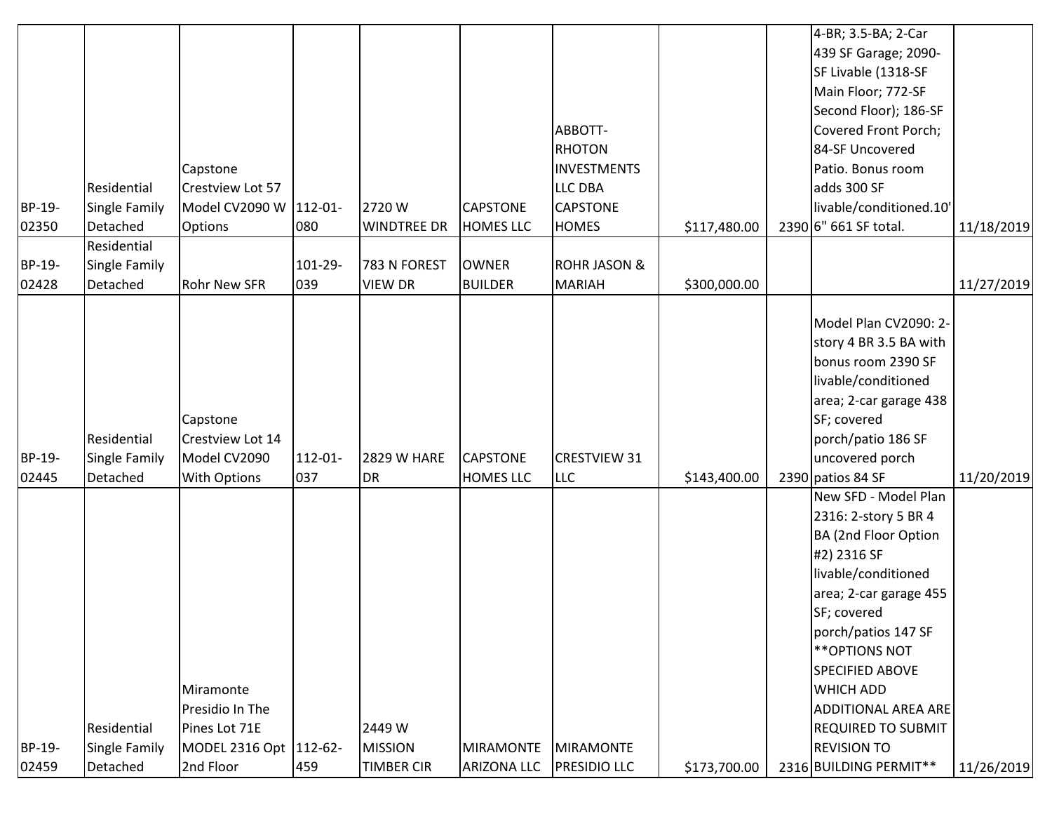| | | | | | | | | | | |
|---|---|---|---|---|---|---|---|---|---|---|
| BP-19-02350 | Residential Single Family Detached | Capstone Crestview Lot 57 Model CV2090 W Options | 112-01-080 | 2720 W WINDTREE DR | CAPSTONE HOMES LLC | ABBOTT-RHOTON INVESTMENTS LLC DBA CAPSTONE HOMES | $117,480.00 | 2390 | 4-BR; 3.5-BA; 2-Car 439 SF Garage; 2090-SF Livable (1318-SF Main Floor; 772-SF Second Floor); 186-SF Covered Front Porch; 84-SF Uncovered Patio. Bonus room adds 300 SF livable/conditioned.10' 6" 661 SF total. | 11/18/2019 |
| BP-19-02428 | Residential Single Family Detached | Rohr New SFR | 101-29-039 | 783 N FOREST VIEW DR | OWNER BUILDER | ROHR JASON & MARIAH | $300,000.00 | | | 11/27/2019 |
| BP-19-02445 | Residential Single Family Detached | Capstone Crestview Lot 14 Model CV2090 With Options | 112-01-037 | 2829 W HARE DR | CAPSTONE HOMES LLC | CRESTVIEW 31 LLC | $143,400.00 | 2390 | Model Plan CV2090: 2-story 4 BR 3.5 BA with bonus room 2390 SF livable/conditioned area; 2-car garage 438 SF; covered porch/patio 186 SF uncovered porch patios 84 SF | 11/20/2019 |
| BP-19-02459 | Residential Single Family Detached | Miramonte Presidio In The Pines Lot 71E MODEL 2316 Opt 2nd Floor | 112-62-459 | 2449 W MISSION TIMBER CIR | MIRAMONTE ARIZONA LLC | MIRAMONTE PRESIDIO LLC | $173,700.00 | 2316 | New SFD - Model Plan 2316: 2-story 5 BR 4 BA (2nd Floor Option #2) 2316 SF livable/conditioned area; 2-car garage 455 SF; covered porch/patios 147 SF **OPTIONS NOT SPECIFIED ABOVE WHICH ADD ADDITIONAL AREA ARE REQUIRED TO SUBMIT REVISION TO BUILDING PERMIT** | 11/26/2019 |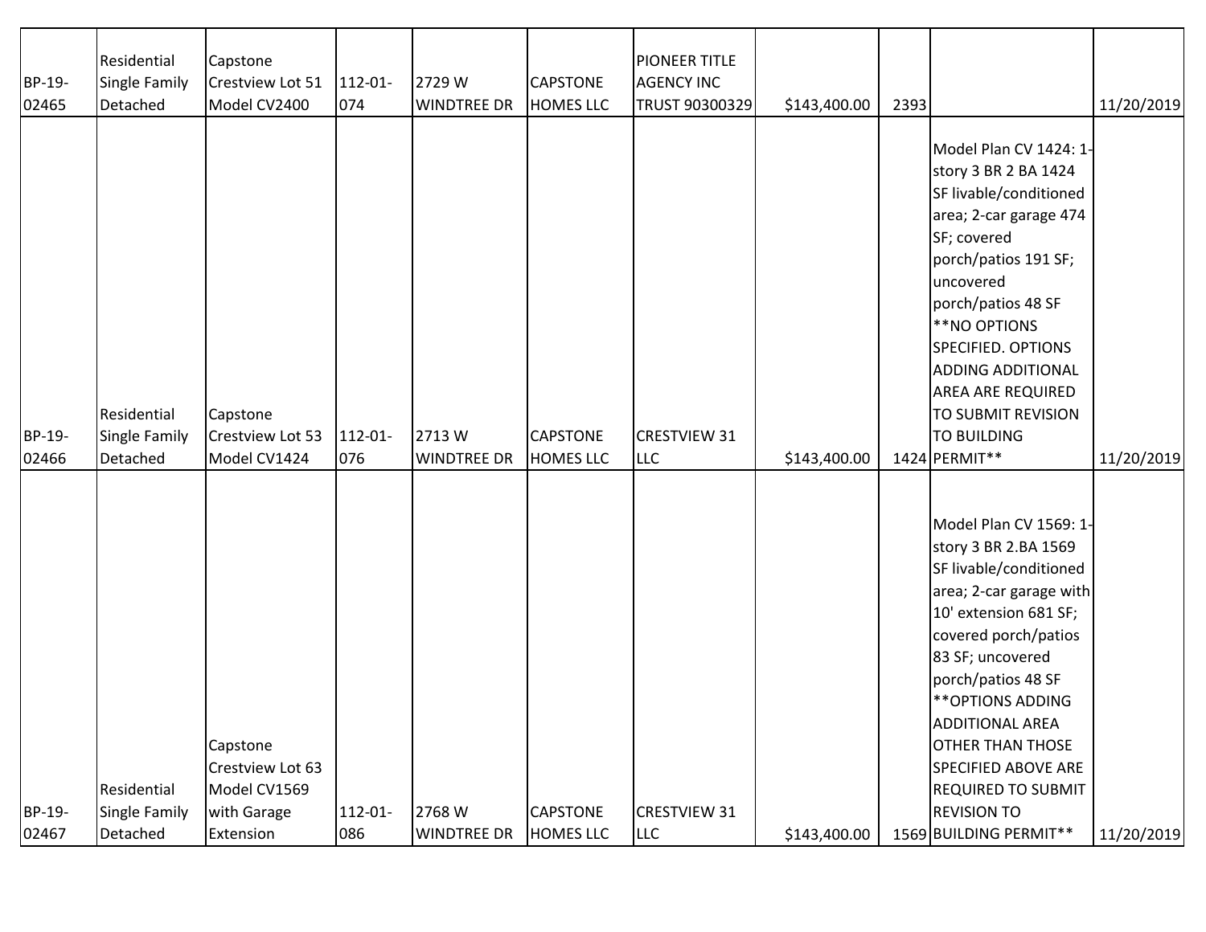| | | | | | | | | | | |
|---|---|---|---|---|---|---|---|---|---|---|
| BP-19-02465 | Residential Single Family Detached | Capstone Crestview Lot 51 Model CV2400 | 112-01-074 | 2729 W WINDTREE DR | CAPSTONE HOMES LLC | PIONEER TITLE AGENCY INC TRUST 90300329 | $143,400.00 | 2393 | | 11/20/2019 |
| BP-19-02466 | Residential Single Family Detached | Capstone Crestview Lot 53 Model CV1424 | 112-01-076 | 2713 W WINDTREE DR | CAPSTONE HOMES LLC | CRESTVIEW 31 LLC | $143,400.00 | 1424 | Model Plan CV 1424: 1-story 3 BR 2 BA 1424 SF livable/conditioned area; 2-car garage 474 SF; covered porch/patios 191 SF; uncovered porch/patios 48 SF **NO OPTIONS SPECIFIED. OPTIONS ADDING ADDITIONAL AREA ARE REQUIRED TO SUBMIT REVISION TO BUILDING PERMIT** | 11/20/2019 |
| BP-19-02467 | Residential Single Family Detached | Capstone Crestview Lot 63 Model CV1569 with Garage Extension | 112-01-086 | 2768 W WINDTREE DR | CAPSTONE HOMES LLC | CRESTVIEW 31 LLC | $143,400.00 | 1569 | Model Plan CV 1569: 1-story 3 BR 2.BA 1569 SF livable/conditioned area; 2-car garage with 10' extension 681 SF; covered porch/patios 83 SF; uncovered porch/patios 48 SF **OPTIONS ADDING ADDITIONAL AREA OTHER THAN THOSE SPECIFIED ABOVE ARE REQUIRED TO SUBMIT REVISION TO BUILDING PERMIT** | 11/20/2019 |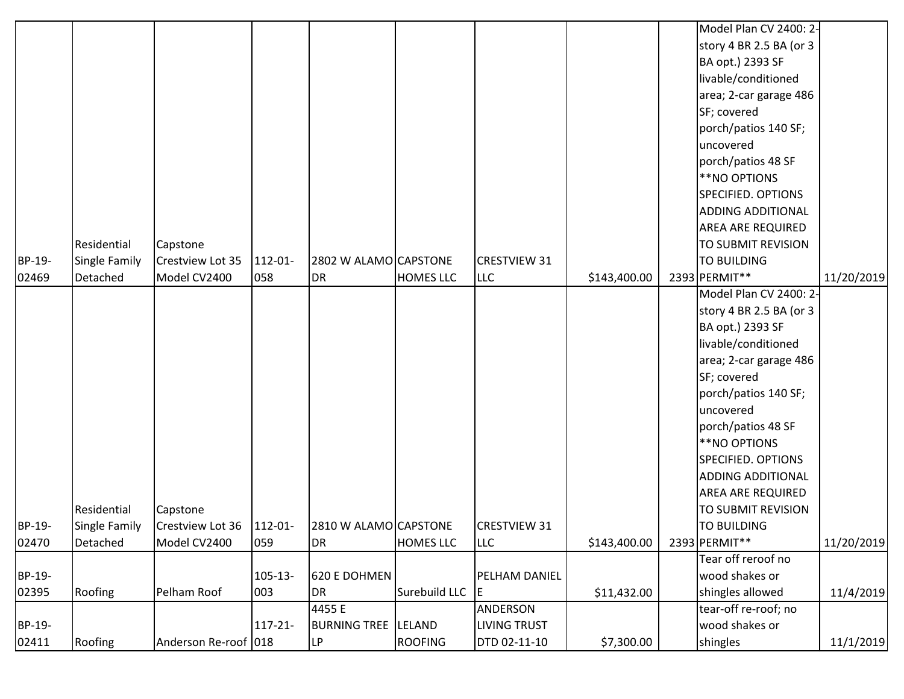| | | | | | | | | | | |
|---|---|---|---|---|---|---|---|---|---|---|
| BP-19-02469 | Residential Single Family Detached | Capstone Crestview Lot 35 Model CV2400 | 112-01-058 | 2802 W ALAMO DR | CAPSTONE HOMES LLC | CRESTVIEW 31 LLC | $143,400.00 | 2393 | Model Plan CV 2400: 2-story 4 BR 2.5 BA (or 3 BA opt.) 2393 SF livable/conditioned area; 2-car garage 486 SF; covered porch/patios 140 SF; uncovered porch/patios 48 SF **NO OPTIONS SPECIFIED. OPTIONS ADDING ADDITIONAL AREA ARE REQUIRED TO SUBMIT REVISION TO BUILDING PERMIT** | 11/20/2019 |
| BP-19-02470 | Residential Single Family Detached | Capstone Crestview Lot 36 Model CV2400 | 112-01-059 | 2810 W ALAMO DR | CAPSTONE HOMES LLC | CRESTVIEW 31 LLC | $143,400.00 | 2393 | Model Plan CV 2400: 2-story 4 BR 2.5 BA (or 3 BA opt.) 2393 SF livable/conditioned area; 2-car garage 486 SF; covered porch/patios 140 SF; uncovered porch/patios 48 SF **NO OPTIONS SPECIFIED. OPTIONS ADDING ADDITIONAL AREA ARE REQUIRED TO SUBMIT REVISION TO BUILDING PERMIT** | 11/20/2019 |
| BP-19-02395 | Roofing | Pelham Roof | 105-13-003 | 620 E DOHMEN DR | Surebuild LLC | PELHAM DANIEL E | $11,432.00 | | Tear off reroof no wood shakes or shingles allowed | 11/4/2019 |
| BP-19-02411 | Roofing | Anderson Re-roof | 117-21-018 | 4455 E BURNING TREE LP | LELAND ROOFING | ANDERSON LIVING TRUST DTD 02-11-10 | $7,300.00 | | tear-off re-roof; no wood shakes or shingles | 11/1/2019 |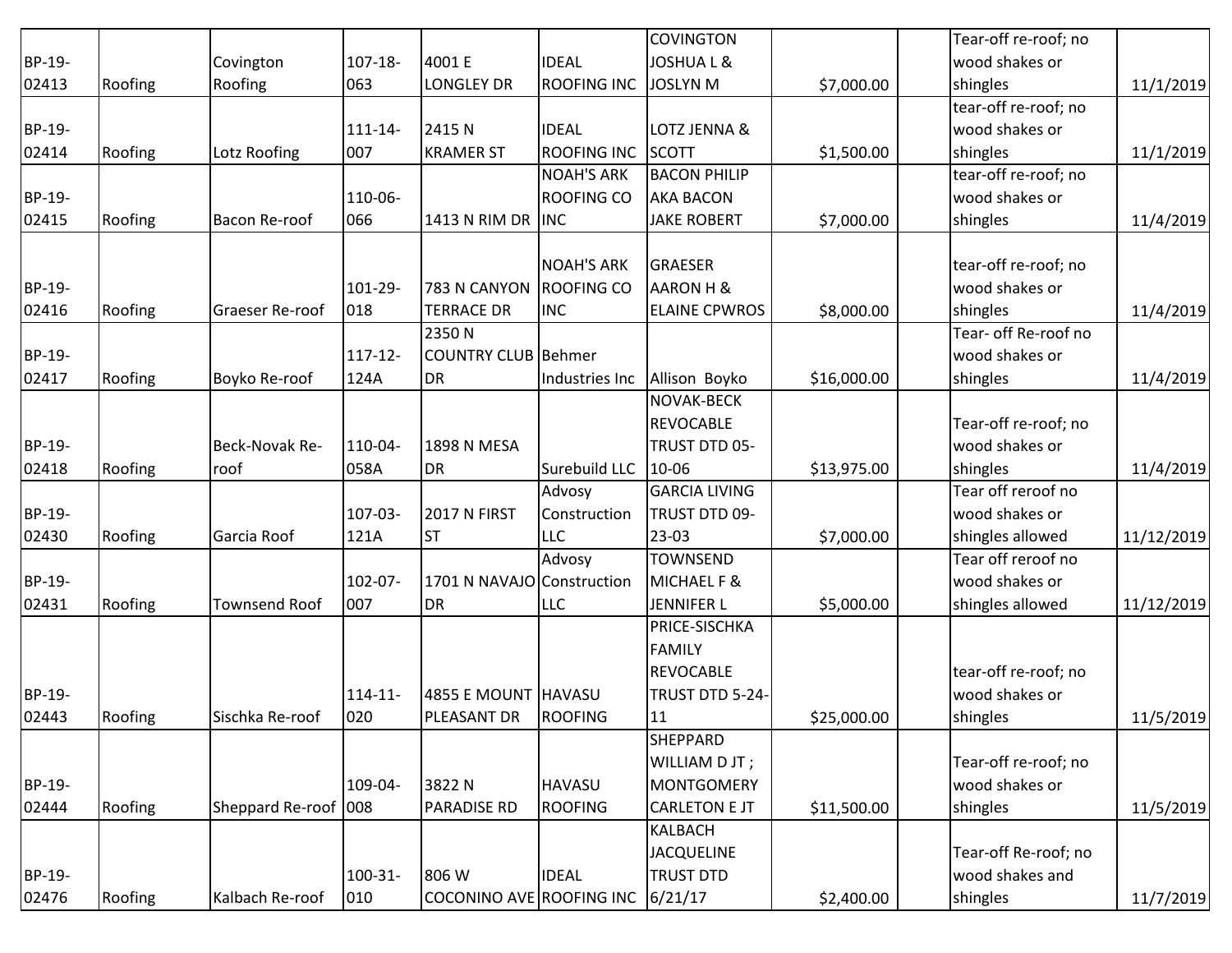| | | | | | | | | | | |
|---|---|---|---|---|---|---|---|---|---|---|
| BP-19-02413 | Roofing | Covington Roofing | 107-18-063 | 4001 E LONGLEY DR | IDEAL ROOFING INC | COVINGTON JOSHUA L & JOSLYN M | $7,000.00 | | Tear-off re-roof; no wood shakes or shingles | 11/1/2019 |
| BP-19-02414 | Roofing | Lotz Roofing | 111-14-007 | 2415 N KRAMER ST | IDEAL ROOFING INC | LOTZ JENNA & SCOTT | $1,500.00 | | tear-off re-roof; no wood shakes or shingles | 11/1/2019 |
| BP-19-02415 | Roofing | Bacon Re-roof | 110-06-066 | 1413 N RIM DR | NOAH'S ARK ROOFING CO INC | BACON PHILIP AKA BACON JAKE ROBERT | $7,000.00 | | tear-off re-roof; no wood shakes or shingles | 11/4/2019 |
| BP-19-02416 | Roofing | Graeser Re-roof | 101-29-018 | 783 N CANYON TERRACE DR | NOAH'S ARK ROOFING CO INC | GRAESER AARON H & ELAINE CPWROS | $8,000.00 | | tear-off re-roof; no wood shakes or shingles | 11/4/2019 |
| BP-19-02417 | Roofing | Boyko Re-roof | 117-12-124A | 2350 N COUNTRY CLUB DR | Behmer Industries Inc | Allison Boyko | $16,000.00 | | Tear- off Re-roof no wood shakes or shingles | 11/4/2019 |
| BP-19-02418 | Roofing | Beck-Novak Re-roof | 110-04-058A | 1898 N MESA DR | Surebuild LLC | NOVAK-BECK REVOCABLE TRUST DTD 05-10-06 | $13,975.00 | | Tear-off re-roof; no wood shakes or shingles | 11/4/2019 |
| BP-19-02430 | Roofing | Garcia Roof | 107-03-121A | 2017 N FIRST ST | Advosy Construction LLC | GARCIA LIVING TRUST DTD 09-23-03 | $7,000.00 | | Tear off reroof no wood shakes or shingles allowed | 11/12/2019 |
| BP-19-02431 | Roofing | Townsend Roof | 102-07-007 | 1701 N NAVAJO DR | Advosy Construction LLC | TOWNSEND MICHAEL F & JENNIFER L | $5,000.00 | | Tear off reroof no wood shakes or shingles allowed | 11/12/2019 |
| BP-19-02443 | Roofing | Sischka Re-roof | 114-11-020 | 4855 E MOUNT PLEASANT DR | HAVASU ROOFING | PRICE-SISCHKA FAMILY REVOCABLE TRUST DTD 5-24-11 | $25,000.00 | | tear-off re-roof; no wood shakes or shingles | 11/5/2019 |
| BP-19-02444 | Roofing | Sheppard Re-roof | 109-04-008 | 3822 N PARADISE RD | HAVASU ROOFING | SHEPPARD WILLIAM D JT ; MONTGOMERY CARLETON E JT | $11,500.00 | | Tear-off re-roof; no wood shakes or shingles | 11/5/2019 |
| BP-19-02476 | Roofing | Kalbach Re-roof | 100-31-010 | 806 W COCONINO AVE | IDEAL ROOFING INC | KALBACH JACQUELINE TRUST DTD 6/21/17 | $2,400.00 | | Tear-off Re-roof; no wood shakes and shingles | 11/7/2019 |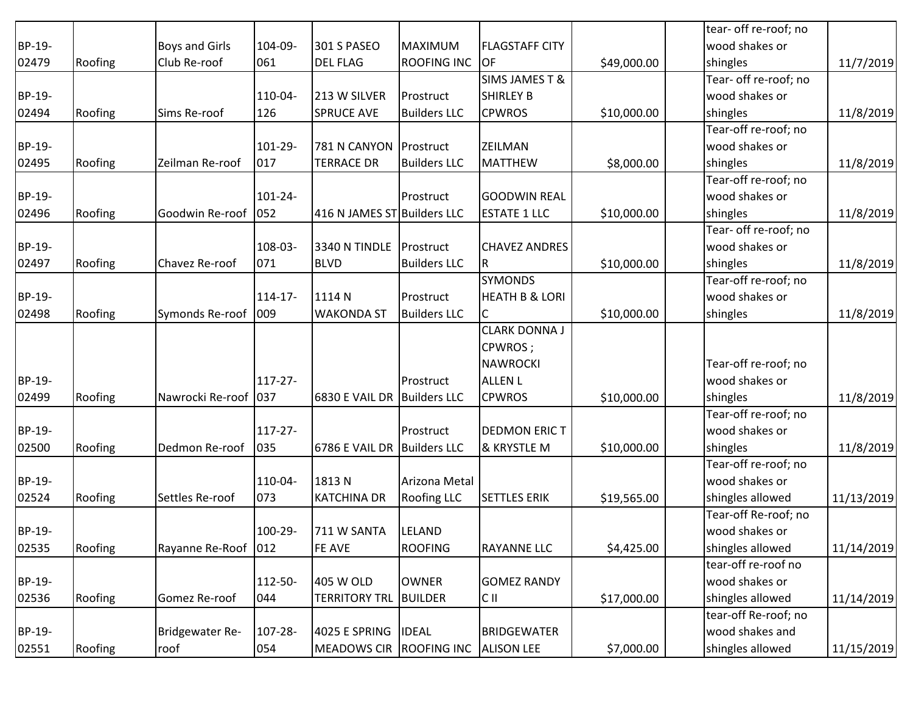| | | | | | | | | | | |
|---|---|---|---|---|---|---|---|---|---|---|
| BP-19-02479 | Roofing | Boys and Girls Club Re-roof | 104-09-061 | 301 S PASEO DEL FLAG | MAXIMUM ROOFING INC | FLAGSTAFF CITY OF | $49,000.00 | | tear- off re-roof; no wood shakes or shingles | 11/7/2019 |
| BP-19-02494 | Roofing | Sims Re-roof | 110-04-126 | 213 W SILVER SPRUCE AVE | Prostruct Builders LLC | SIMS JAMES T & SHIRLEY B CPWROS | $10,000.00 | | Tear- off re-roof; no wood shakes or shingles | 11/8/2019 |
| BP-19-02495 | Roofing | Zeilman Re-roof | 101-29-017 | 781 N CANYON TERRACE DR | Prostruct Builders LLC | ZEILMAN MATTHEW | $8,000.00 | | Tear-off re-roof; no wood shakes or shingles | 11/8/2019 |
| BP-19-02496 | Roofing | Goodwin Re-roof | 101-24-052 | 416 N JAMES ST | Prostruct Builders LLC | GOODWIN REAL ESTATE 1 LLC | $10,000.00 | | Tear-off re-roof; no wood shakes or shingles | 11/8/2019 |
| BP-19-02497 | Roofing | Chavez Re-roof | 108-03-071 | 3340 N TINDLE BLVD | Prostruct Builders LLC | CHAVEZ ANDRES R | $10,000.00 | | Tear- off re-roof; no wood shakes or shingles | 11/8/2019 |
| BP-19-02498 | Roofing | Symonds Re-roof | 114-17-009 | 1114 N WAKONDA ST | Prostruct Builders LLC | SYMONDS HEATH B & LORI C | $10,000.00 | | Tear-off re-roof; no wood shakes or shingles | 11/8/2019 |
| BP-19-02499 | Roofing | Nawrocki Re-roof | 117-27-037 | 6830 E VAIL DR | Prostruct Builders LLC | CLARK DONNA J CPWROS ; NAWROCKI ALLEN L CPWROS | $10,000.00 | | Tear-off re-roof; no wood shakes or shingles | 11/8/2019 |
| BP-19-02500 | Roofing | Dedmon Re-roof | 117-27-035 | 6786 E VAIL DR | Prostruct Builders LLC | DEDMON ERIC T & KRYSTLE M | $10,000.00 | | Tear-off re-roof; no wood shakes or shingles | 11/8/2019 |
| BP-19-02524 | Roofing | Settles Re-roof | 110-04-073 | 1813 N KATCHINA DR | Arizona Metal Roofing LLC | SETTLES ERIK | $19,565.00 | | Tear-off re-roof; no wood shakes or shingles allowed | 11/13/2019 |
| BP-19-02535 | Roofing | Rayanne Re-Roof | 100-29-012 | 711 W SANTA FE AVE | LELAND ROOFING | RAYANNE LLC | $4,425.00 | | Tear-off Re-roof; no wood shakes or shingles allowed | 11/14/2019 |
| BP-19-02536 | Roofing | Gomez Re-roof | 112-50-044 | 405 W OLD TERRITORY TRL | OWNER BUILDER | GOMEZ RANDY C II | $17,000.00 | | tear-off re-roof no wood shakes or shingles allowed | 11/14/2019 |
| BP-19-02551 | Roofing | Bridgewater Re-roof | 107-28-054 | 4025 E SPRING MEADOWS CIR | IDEAL ROOFING INC | BRIDGEWATER ALISON LEE | $7,000.00 | | tear-off Re-roof; no wood shakes and shingles allowed | 11/15/2019 |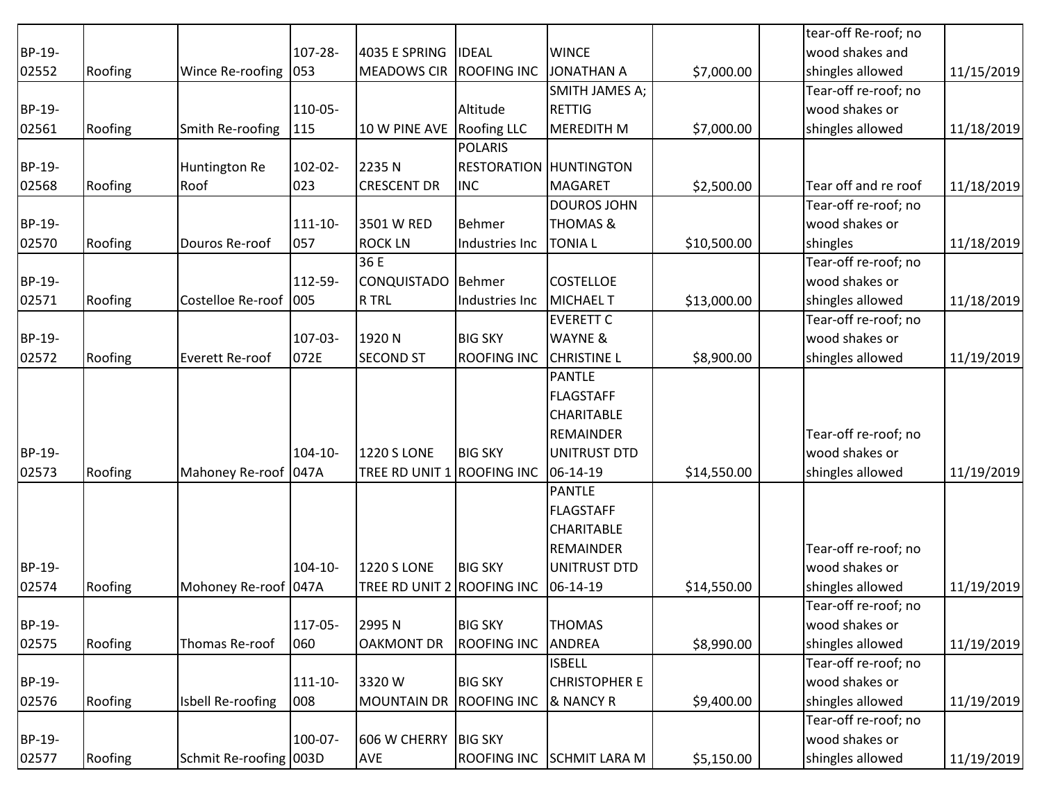| | | | | | | | | | | |
|---|---|---|---|---|---|---|---|---|---|---|
| BP-19-02552 | Roofing | Wince Re-roofing | 107-28-053 | 4035 E SPRING MEADOWS CIR | IDEAL ROOFING INC | WINCE JONATHAN A | $7,000.00 | | tear-off Re-roof; no wood shakes and shingles allowed | 11/15/2019 |
| BP-19-02561 | Roofing | Smith Re-roofing | 110-05-115 | 10 W PINE AVE | Altitude Roofing LLC | SMITH JAMES A; RETTIG MEREDITH M | $7,000.00 | | Tear-off re-roof; no wood shakes or shingles allowed | 11/18/2019 |
| BP-19-02568 | Roofing | Huntington Re Roof | 102-02-023 | 2235 N CRESCENT DR | POLARIS RESTORATION INC | HUNTINGTON MAGARET | $2,500.00 | | Tear off and re roof | 11/18/2019 |
| BP-19-02570 | Roofing | Douros Re-roof | 111-10-057 | 3501 W RED ROCK LN | Behmer Industries Inc | DOUROS JOHN THOMAS & TONIA L | $10,500.00 | | Tear-off re-roof; no wood shakes or shingles | 11/18/2019 |
| BP-19-02571 | Roofing | Costelloe Re-roof | 112-59-005 | 36 E CONQUISTADOR TRL | Behmer Industries Inc | COSTELLOE MICHAEL T | $13,000.00 | | Tear-off re-roof; no wood shakes or shingles allowed | 11/18/2019 |
| BP-19-02572 | Roofing | Everett Re-roof | 107-03-072E | 1920 N SECOND ST | BIG SKY ROOFING INC | EVERETT C WAYNE & CHRISTINE L | $8,900.00 | | Tear-off re-roof; no wood shakes or shingles allowed | 11/19/2019 |
| BP-19-02573 | Roofing | Mahoney Re-roof | 104-10-047A | 1220 S LONE TREE RD UNIT 1 | BIG SKY ROOFING INC | PANTLE FLAGSTAFF CHARITABLE REMAINDER UNITRUST DTD 06-14-19 | $14,550.00 | | Tear-off re-roof; no wood shakes or shingles allowed | 11/19/2019 |
| BP-19-02574 | Roofing | Mohoney Re-roof | 104-10-047A | 1220 S LONE TREE RD UNIT 2 | BIG SKY ROOFING INC | PANTLE FLAGSTAFF CHARITABLE REMAINDER UNITRUST DTD 06-14-19 | $14,550.00 | | Tear-off re-roof; no wood shakes or shingles allowed | 11/19/2019 |
| BP-19-02575 | Roofing | Thomas Re-roof | 117-05-060 | 2995 N OAKMONT DR | BIG SKY ROOFING INC | THOMAS ANDREA | $8,990.00 | | Tear-off re-roof; no wood shakes or shingles allowed | 11/19/2019 |
| BP-19-02576 | Roofing | Isbell Re-roofing | 111-10-008 | 3320 W MOUNTAIN DR | BIG SKY ROOFING INC | ISBELL CHRISTOPHER E & NANCY R | $9,400.00 | | Tear-off re-roof; no wood shakes or shingles allowed | 11/19/2019 |
| BP-19-02577 | Roofing | Schmit Re-roofing | 100-07-003D | 606 W CHERRY AVE | BIG SKY ROOFING INC | SCHMIT LARA M | $5,150.00 | | Tear-off re-roof; no wood shakes or shingles allowed | 11/19/2019 |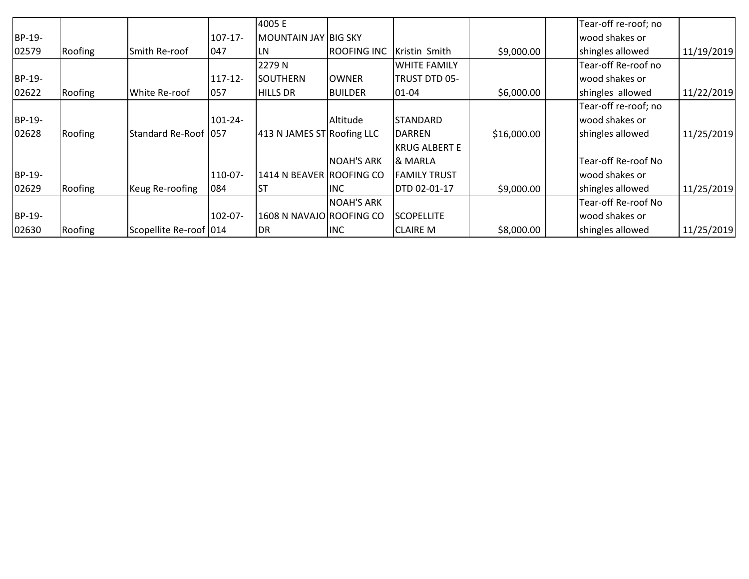| | | | | | | | | | | |
|---|---|---|---|---|---|---|---|---|---|---|
| BP-19-02579 | Roofing | Smith Re-roof | 107-17-047 | 4005 E MOUNTAIN JAY LN | BIG SKY ROOFING INC | Kristin Smith | $9,000.00 | | Tear-off re-roof; no wood shakes or shingles allowed | 11/19/2019 |
| BP-19-02622 | Roofing | White Re-roof | 117-12-057 | 2279 N SOUTHERN HILLS DR | OWNER BUILDER | WHITE FAMILY TRUST DTD 05-01-04 | $6,000.00 | | Tear-off Re-roof no wood shakes or shingles allowed | 11/22/2019 |
| BP-19-02628 | Roofing | Standard Re-Roof | 101-24-057 | 413 N JAMES ST | Altitude Roofing LLC | STANDARD DARREN | $16,000.00 | | Tear-off re-roof; no wood shakes or shingles allowed | 11/25/2019 |
| BP-19-02629 | Roofing | Keug Re-roofing | 110-07-084 | 1414 N BEAVER ST | NOAH'S ARK ROOFING CO INC | KRUG ALBERT E & MARLA FAMILY TRUST DTD 02-01-17 | $9,000.00 | | Tear-off Re-roof No wood shakes or shingles allowed | 11/25/2019 |
| BP-19-02630 | Roofing | Scopellite Re-roof | 102-07-014 | 1608 N NAVAJO DR | NOAH'S ARK ROOFING CO INC | SCOPELLITE CLAIRE M | $8,000.00 | | Tear-off Re-roof No wood shakes or shingles allowed | 11/25/2019 |